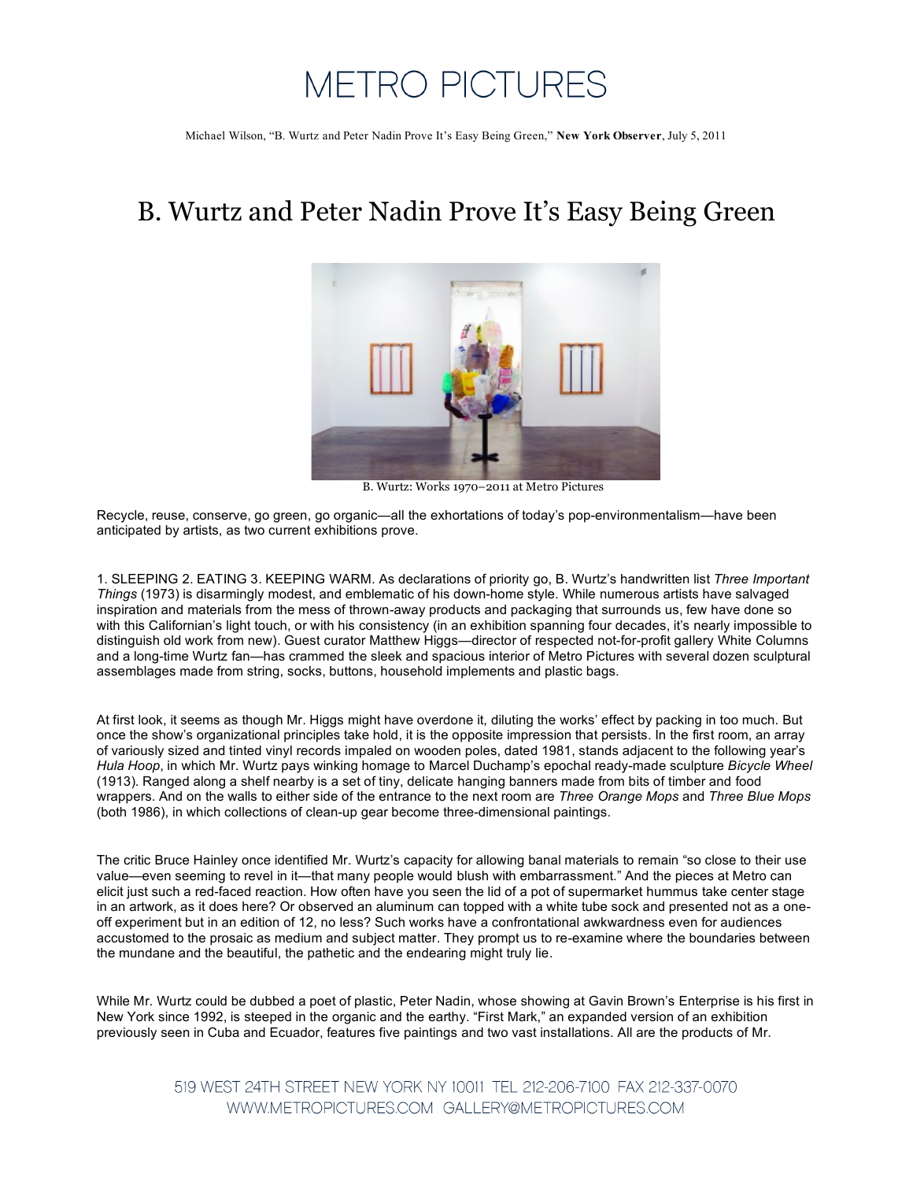METRO PICTURES

Michael Wilson, "B. Wurtz and Peter Nadin Prove It's Easy Being Green," **New York Observer**, July 5, 2011

# B. Wurtz and Peter Nadin Prove It's Easy Being Green

B. Wurtz: Works 1970–2011 at Metro Pictures

Recycle, reuse, conserve, go green, go organic—all the exhortations of today's pop-environmentalism—have been anticipated by artists, as two current exhibitions prove.

1. SLEEPING 2. EATING 3. KEEPING WARM. As declarations of priority go, B. Wurtz's handwritten list *Three Important Things* (1973) is disarmingly modest, and emblematic of his down-home style. While numerous artists have salvaged inspiration and materials from the mess of thrown-away products and packaging that surrounds us, few have done so with this Californian's light touch, or with his consistency (in an exhibition spanning four decades, it's nearly impossible to distinguish old work from new). Guest curator Matthew Higgs—director of respected not-for-profit gallery White Columns and a long-time Wurtz fan—has crammed the sleek and spacious interior of Metro Pictures with several dozen sculptural assemblages made from string, socks, buttons, household implements and plastic bags.

At first look, it seems as though Mr. Higgs might have overdone it, diluting the works' effect by packing in too much. But once the show's organizational principles take hold, it is the opposite impression that persists. In the first room, an array of variously sized and tinted vinyl records impaled on wooden poles, dated 1981, stands adjacent to the following year's *Hula Hoop*, in which Mr. Wurtz pays winking homage to Marcel Duchamp's epochal ready-made sculpture *Bicycle Wheel* (1913). Ranged along a shelf nearby is a set of tiny, delicate hanging banners made from bits of timber and food wrappers. And on the walls to either side of the entrance to the next room are *Three Orange Mops* and *Three Blue Mops* (both 1986), in which collections of clean-up gear become three-dimensional paintings.

The critic Bruce Hainley once identified Mr. Wurtz's capacity for allowing banal materials to remain "so close to their use value—even seeming to revel in it—that many people would blush with embarrassment." And the pieces at Metro can elicit just such a red-faced reaction. How often have you seen the lid of a pot of supermarket hummus take center stage in an artwork, as it does here? Or observed an aluminum can topped with a white tube sock and presented not as a one-off experiment but in an edition of 12, no less? Such works have a confrontational awkwardness even for audiences accustomed to the prosaic as medium and subject matter. They prompt us to re-examine where the boundaries between the mundane and the beautiful, the pathetic and the endearing might truly lie.

While Mr. Wurtz could be dubbed a poet of plastic, Peter Nadin, whose showing at Gavin Brown's Enterprise is his first in New York since 1992, is steeped in the organic and the earthy. "First Mark," an expanded version of an exhibition previously seen in Cuba and Ecuador, features five paintings and two vast installations. All are the products of Mr.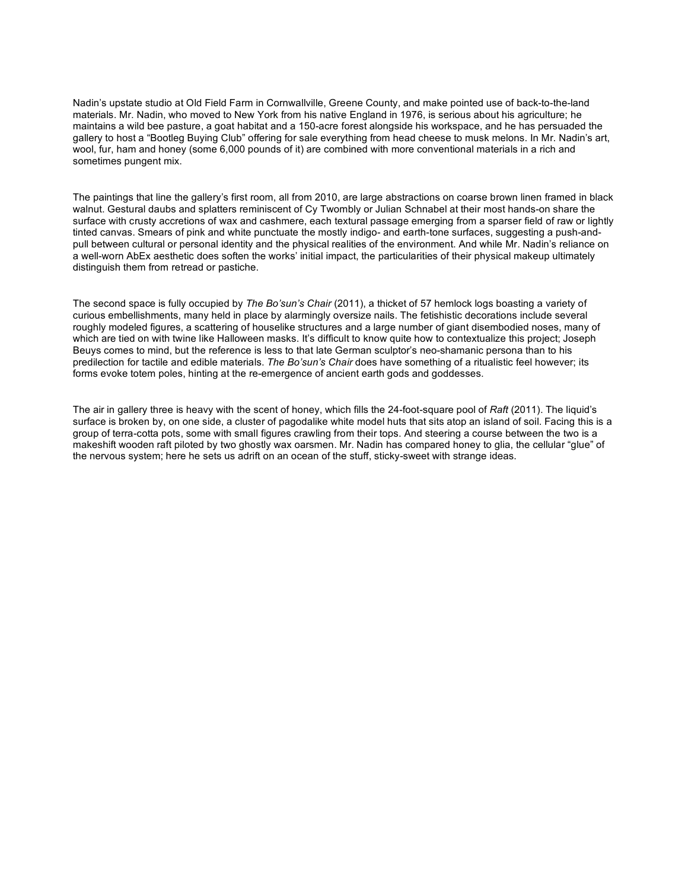Nadin's upstate studio at Old Field Farm in Cornwallville, Greene County, and make pointed use of back-to-the-land materials. Mr. Nadin, who moved to New York from his native England in 1976, is serious about his agriculture; he maintains a wild bee pasture, a goat habitat and a 150-acre forest alongside his workspace, and he has persuaded the gallery to host a "Bootleg Buying Club" offering for sale everything from head cheese to musk melons. In Mr. Nadin's art, wool, fur, ham and honey (some 6,000 pounds of it) are combined with more conventional materials in a rich and sometimes pungent mix.

The paintings that line the gallery's first room, all from 2010, are large abstractions on coarse brown linen framed in black walnut. Gestural daubs and splatters reminiscent of Cy Twombly or Julian Schnabel at their most hands-on share the surface with crusty accretions of wax and cashmere, each textural passage emerging from a sparser field of raw or lightly tinted canvas. Smears of pink and white punctuate the mostly indigo- and earth-tone surfaces, suggesting a push-and-pull between cultural or personal identity and the physical realities of the environment. And while Mr. Nadin's reliance on a well-worn AbEx aesthetic does soften the works' initial impact, the particularities of their physical makeup ultimately distinguish them from retread or pastiche.

The second space is fully occupied by *The Bo'sun's Chair* (2011), a thicket of 57 hemlock logs boasting a variety of curious embellishments, many held in place by alarmingly oversize nails. The fetishistic decorations include several roughly modeled figures, a scattering of houselike structures and a large number of giant disembodied noses, many of which are tied on with twine like Halloween masks. It's difficult to know quite how to contextualize this project; Joseph Beuys comes to mind, but the reference is less to that late German sculptor's neo-shamanic persona than to his predilection for tactile and edible materials. *The Bo'sun's Chair* does have something of a ritualistic feel however; its forms evoke totem poles, hinting at the re-emergence of ancient earth gods and goddesses.

The air in gallery three is heavy with the scent of honey, which fills the 24-foot-square pool of *Raft* (2011). The liquid's surface is broken by, on one side, a cluster of pagodalike white model huts that sits atop an island of soil. Facing this is a group of terra-cotta pots, some with small figures crawling from their tops. And steering a course between the two is a makeshift wooden raft piloted by two ghostly wax oarsmen. Mr. Nadin has compared honey to glia, the cellular "glue" of the nervous system; here he sets us adrift on an ocean of the stuff, sticky-sweet with strange ideas.